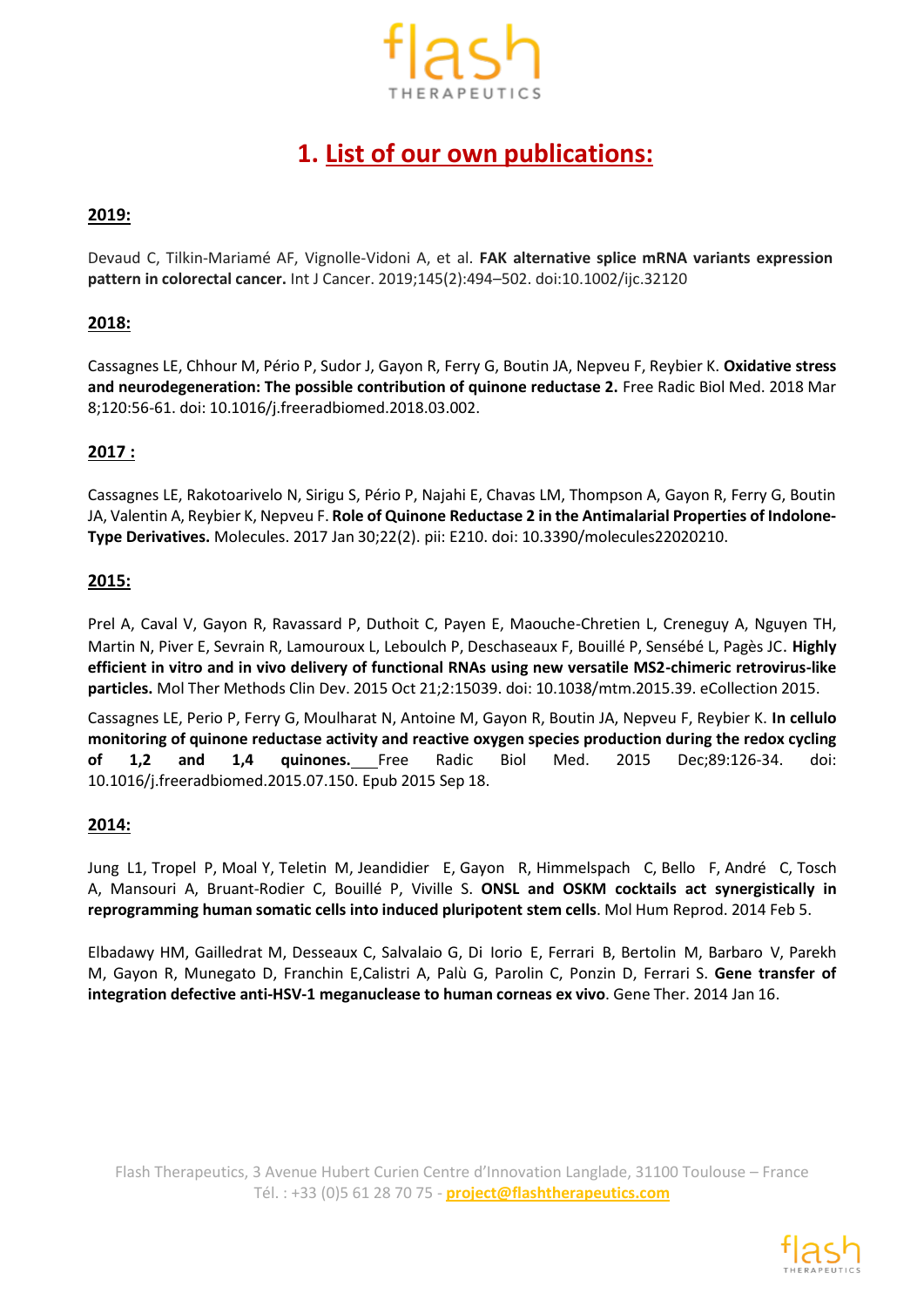# 1. List of our own publications:

## 2019:

Devaud C, Tilkin-Mariamé AF, Vignolle-Vidoni A, et al. **FAK alternative splice mRNA variants expression pattern in colorectal cancer.** Int J Cancer. 2019;145(2):494–502. doi:10.1002/ijc.32120

## 2018:

Cassagnes LE, Chhour M, Pério P, Sudor J, Gayon R, Ferry G, Boutin JA, Nepveu F, Reybier K. **Oxidative stress and neurodegeneration: The possible contribution of quinone reductase 2.** Free Radic Biol Med. 2018 Mar 8;120:56-61. doi: 10.1016/j.freeradbiomed.2018.03.002.

## 2017 :

Cassagnes LE, Rakotoarivelo N, Sirigu S, Pério P, Najahi E, Chavas LM, Thompson A, Gayon R, Ferry G, Boutin JA, Valentin A, Reybier K, Nepveu F. **Role of Quinone Reductase 2 in the Antimalarial Properties of Indolone-Type Derivatives.** Molecules. 2017 Jan 30;22(2). pii: E210. doi: 10.3390/molecules22020210.

## 2015:

Prel A, Caval V, Gayon R, Ravassard P, Duthoit C, Payen E, Maouche-Chretien L, Creneguy A, Nguyen TH, Martin N, Piver E, Sevrain R, Lamouroux L, Leboulch P, Deschaseaux F, Bouillé P, Sensébé L, Pagès JC. **Highly efficient in vitro and in vivo delivery of functional RNAs using new versatile MS2-chimeric retrovirus-like particles.** Mol Ther Methods Clin Dev. 2015 Oct 21;2:15039. doi: 10.1038/mtm.2015.39. eCollection 2015.

Cassagnes LE, Perio P, Ferry G, Moulharat N, Antoine M, Gayon R, Boutin JA, Nepveu F, Reybier K. **In cellulo monitoring of quinone reductase activity and reactive oxygen species production during the redox cycling of 1,2 and 1,4 quinones.** Free Radic Biol Med. 2015 Dec;89:126-34. doi: 10.1016/j.freeradbiomed.2015.07.150. Epub 2015 Sep 18.

## 2014:

Jung L1, Tropel P, Moal Y, Teletin M, Jeandidier E, Gayon R, Himmelspach C, Bello F, André C, Tosch A, Mansouri A, Bruant-Rodier C, Bouillé P, Viville S. **ONSL and OSKM cocktails act synergistically in reprogramming human somatic cells into induced pluripotent stem cells**. Mol Hum Reprod. 2014 Feb 5.

Elbadawy HM, Gailledrat M, Desseaux C, Salvalaio G, Di Iorio E, Ferrari B, Bertolin M, Barbaro V, Parekh M, Gayon R, Munegato D, Franchin E,Calistri A, Palù G, Parolin C, Ponzin D, Ferrari S. **Gene transfer of integration defective anti-HSV-1 meganuclease to human corneas ex vivo**. Gene Ther. 2014 Jan 16.

Flash Therapeutics, 3 Avenue Hubert Curien Centre d'Innovation Langlade, 31100 Toulouse – France
Tél. : +33 (0)5 61 28 70 75 - project@flashtherapeutics.com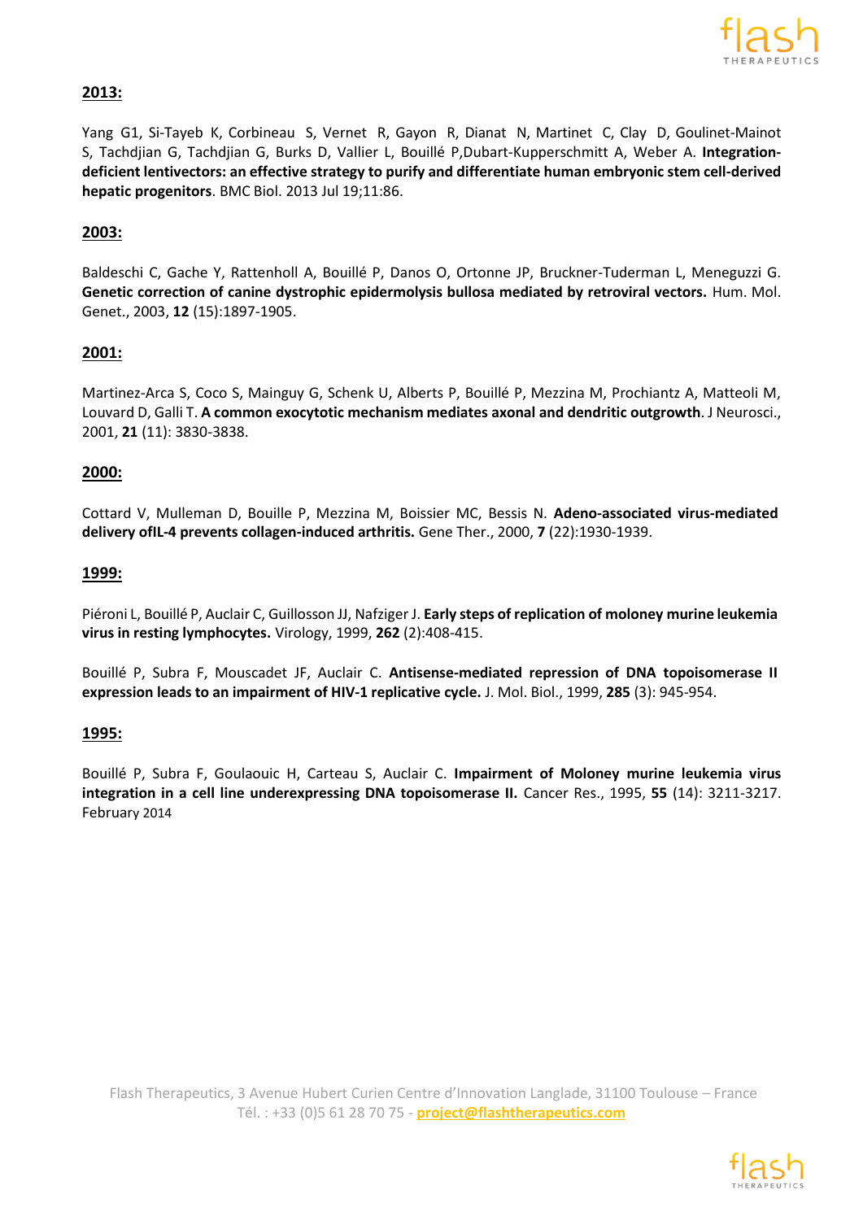**2013:**

Yang G1, Si-Tayeb K, Corbineau S, Vernet R, Gayon R, Dianat N, Martinet C, Clay D, Goulinet-Mainot S, Tachdjian G, Tachdjian G, Burks D, Vallier L, Bouillé P,Dubart-Kupperschmitt A, Weber A. **Integration-deficient lentivectors: an effective strategy to purify and differentiate human embryonic stem cell-derived hepatic progenitors**. BMC Biol. 2013 Jul 19;11:86.

**2003:**

Baldeschi C, Gache Y, Rattenholl A, Bouillé P, Danos O, Ortonne JP, Bruckner-Tuderman L, Meneguzzi G. **Genetic correction of canine dystrophic epidermolysis bullosa mediated by retroviral vectors.** Hum. Mol. Genet., 2003, **12** (15):1897-1905.

**2001:**

Martinez-Arca S, Coco S, Mainguy G, Schenk U, Alberts P, Bouillé P, Mezzina M, Prochiantz A, Matteoli M, Louvard D, Galli T. **A common exocytotic mechanism mediates axonal and dendritic outgrowth**. J Neurosci., 2001, **21** (11): 3830-3838.

**2000:**

Cottard V, Mulleman D, Bouille P, Mezzina M, Boissier MC, Bessis N. **Adeno-associated virus-mediated delivery ofIL-4 prevents collagen-induced arthritis.** Gene Ther., 2000, **7** (22):1930-1939.

**1999:**

Piéroni L, Bouillé P, Auclair C, Guillosson JJ, Nafziger J. **Early steps of replication of moloney murine leukemia virus in resting lymphocytes.** Virology, 1999, **262** (2):408-415.

Bouillé P, Subra F, Mouscadet JF, Auclair C. **Antisense-mediated repression of DNA topoisomerase II expression leads to an impairment of HIV-1 replicative cycle.** J. Mol. Biol., 1999, **285** (3): 945-954.

**1995:**

Bouillé P, Subra F, Goulaouic H, Carteau S, Auclair C. **Impairment of Moloney murine leukemia virus integration in a cell line underexpressing DNA topoisomerase II.** Cancer Res., 1995, **55** (14): 3211-3217.

February 2014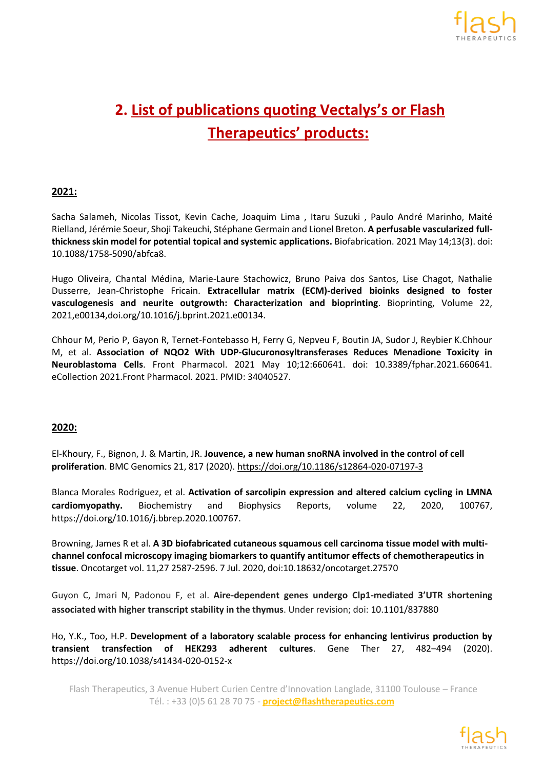## 2. List of publications quoting Vectalys's or Flash Therapeutics' products:

**2021:**

Sacha Salameh, Nicolas Tissot, Kevin Cache, Joaquim Lima , Itaru Suzuki , Paulo André Marinho, Maité Rielland, Jérémie Soeur, Shoji Takeuchi, Stéphane Germain and Lionel Breton. **A perfusable vascularized full-thickness skin model for potential topical and systemic applications.** Biofabrication. 2021 May 14;13(3). doi: 10.1088/1758-5090/abfca8.

Hugo Oliveira, Chantal Médina, Marie-Laure Stachowicz, Bruno Paiva dos Santos, Lise Chagot, Nathalie Dusserre, Jean-Christophe Fricain. **Extracellular matrix (ECM)-derived bioinks designed to foster vasculogenesis and neurite outgrowth: Characterization and bioprinting**. Bioprinting, Volume 22, 2021,e00134,doi.org/10.1016/j.bprint.2021.e00134.

Chhour M, Perio P, Gayon R, Ternet-Fontebasso H, Ferry G, Nepveu F, Boutin JA, Sudor J, Reybier K.Chhour M, et al. **Association of NQO2 With UDP-Glucuronosyltransferases Reduces Menadione Toxicity in Neuroblastoma Cells**. Front Pharmacol. 2021 May 10;12:660641. doi: 10.3389/fphar.2021.660641. eCollection 2021.Front Pharmacol. 2021. PMID: 34040527.

**2020:**

El-Khoury, F., Bignon, J. & Martin, JR. **Jouvence, a new human snoRNA involved in the control of cell proliferation**. BMC Genomics 21, 817 (2020). https://doi.org/10.1186/s12864-020-07197-3

Blanca Morales Rodriguez, et al. **Activation of sarcolipin expression and altered calcium cycling in LMNA cardiomyopathy.** Biochemistry and Biophysics Reports, volume 22, 2020, 100767, https://doi.org/10.1016/j.bbrep.2020.100767.

Browning, James R et al. **A 3D biofabricated cutaneous squamous cell carcinoma tissue model with multi-channel confocal microscopy imaging biomarkers to quantify antitumor effects of chemotherapeutics in tissue**. Oncotarget vol. 11,27 2587-2596. 7 Jul. 2020, doi:10.18632/oncotarget.27570

Guyon C, Jmari N, Padonou F, et al. **Aire-dependent genes undergo Clp1-mediated 3'UTR shortening associated with higher transcript stability in the thymus**. Under revision; doi: 10.1101/837880

Ho, Y.K., Too, H.P. **Development of a laboratory scalable process for enhancing lentivirus production by transient transfection of HEK293 adherent cultures**. Gene Ther 27, 482–494 (2020). https://doi.org/10.1038/s41434-020-0152-x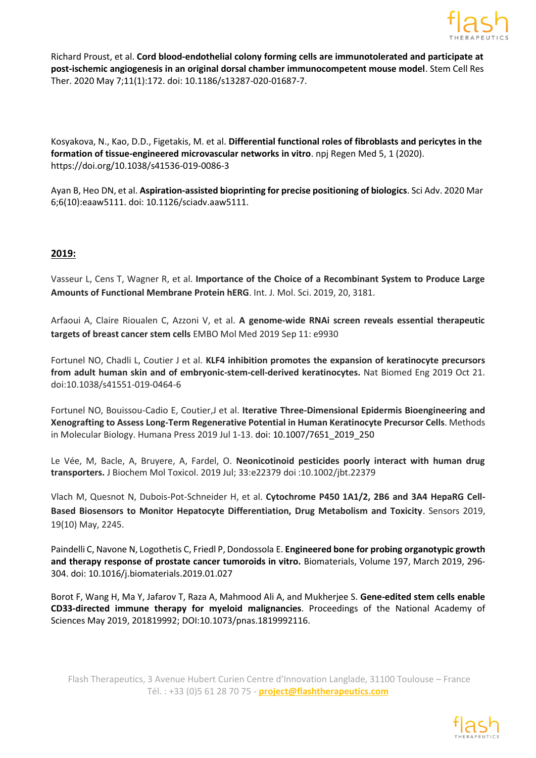Richard Proust, et al. **Cord blood-endothelial colony forming cells are immunotolerated and participate at post-ischemic angiogenesis in an original dorsal chamber immunocompetent mouse model**. Stem Cell Res Ther. 2020 May 7;11(1):172. doi: 10.1186/s13287-020-01687-7.

Kosyakova, N., Kao, D.D., Figetakis, M. et al. **Differential functional roles of fibroblasts and pericytes in the formation of tissue-engineered microvascular networks in vitro**. npj Regen Med 5, 1 (2020). https://doi.org/10.1038/s41536-019-0086-3

Ayan B, Heo DN, et al. **Aspiration-assisted bioprinting for precise positioning of biologics**. Sci Adv. 2020 Mar 6;6(10):eaaw5111. doi: 10.1126/sciadv.aaw5111.

**2019:**

Vasseur L, Cens T, Wagner R, et al. **Importance of the Choice of a Recombinant System to Produce Large Amounts of Functional Membrane Protein hERG**. Int. J. Mol. Sci. 2019, 20, 3181.

Arfaoui A, Claire Rioualen C, Azzoni V, et al. **A genome-wide RNAi screen reveals essential therapeutic targets of breast cancer stem cells** EMBO Mol Med 2019 Sep 11: e9930

Fortunel NO, Chadli L, Coutier J et al. **KLF4 inhibition promotes the expansion of keratinocyte precursors from adult human skin and of embryonic-stem-cell-derived keratinocytes.** Nat Biomed Eng 2019 Oct 21. doi:10.1038/s41551-019-0464-6

Fortunel NO, Bouissou-Cadio E, Coutier,J et al. **Iterative Three-Dimensional Epidermis Bioengineering and Xenografting to Assess Long-Term Regenerative Potential in Human Keratinocyte Precursor Cells**. Methods in Molecular Biology. Humana Press 2019 Jul 1-13. doi: 10.1007/7651_2019_250

Le Vée, M, Bacle, A, Bruyere, A, Fardel, O. **Neonicotinoid pesticides poorly interact with human drug transporters.** J Biochem Mol Toxicol. 2019 Jul; 33:e22379 doi :10.1002/jbt.22379

Vlach M, Quesnot N, Dubois-Pot-Schneider H, et al. **Cytochrome P450 1A1/2, 2B6 and 3A4 HepaRG Cell-Based Biosensors to Monitor Hepatocyte Differentiation, Drug Metabolism and Toxicity**. Sensors 2019, 19(10) May, 2245.

Paindelli C, Navone N, Logothetis C, Friedl P, Dondossola E. **Engineered bone for probing organotypic growth and therapy response of prostate cancer tumoroids in vitro.** Biomaterials, Volume 197, March 2019, 296-304. doi: 10.1016/j.biomaterials.2019.01.027

Borot F, Wang H, Ma Y, Jafarov T, Raza A, Mahmood Ali A, and Mukherjee S. **Gene-edited stem cells enable CD33-directed immune therapy for myeloid malignancies**. Proceedings of the National Academy of Sciences May 2019, 201819992; DOI:10.1073/pnas.1819992116.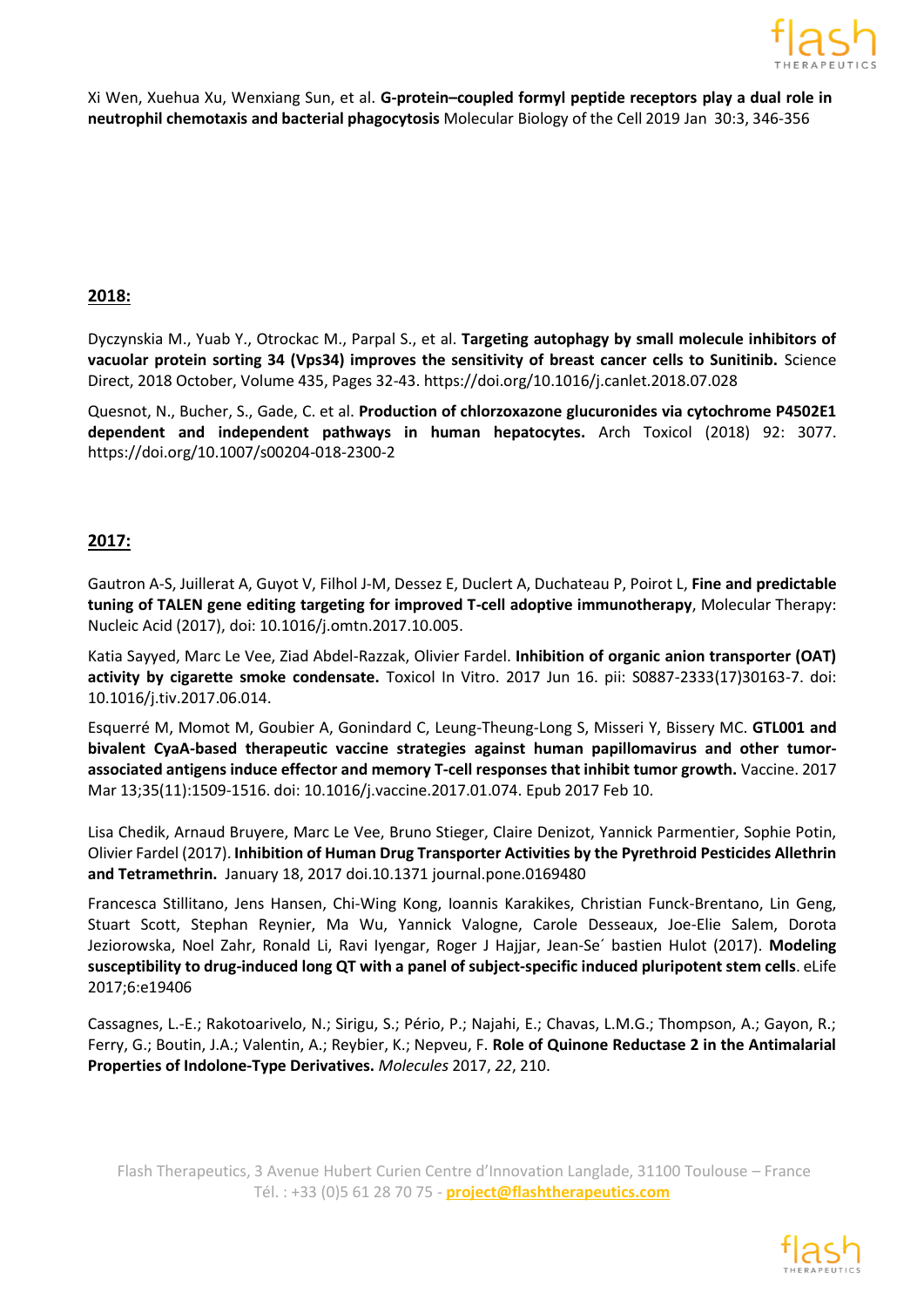Xi Wen, Xuehua Xu, Wenxiang Sun, et al. **G-protein–coupled formyl peptide receptors play a dual role in neutrophil chemotaxis and bacterial phagocytosis** Molecular Biology of the Cell 2019 Jan 30:3, 346-356

## 2018:

Dyczynskia M., Yuab Y., Otrockac M., Parpal S., et al. **Targeting autophagy by small molecule inhibitors of vacuolar protein sorting 34 (Vps34) improves the sensitivity of breast cancer cells to Sunitinib.** Science Direct, 2018 October, Volume 435, Pages 32-43. https://doi.org/10.1016/j.canlet.2018.07.028

Quesnot, N., Bucher, S., Gade, C. et al. **Production of chlorzoxazone glucuronides via cytochrome P4502E1 dependent and independent pathways in human hepatocytes.** Arch Toxicol (2018) 92: 3077. https://doi.org/10.1007/s00204-018-2300-2

## 2017:

Gautron A-S, Juillerat A, Guyot V, Filhol J-M, Dessez E, Duclert A, Duchateau P, Poirot L, **Fine and predictable tuning of TALEN gene editing targeting for improved T-cell adoptive immunotherapy**, Molecular Therapy: Nucleic Acid (2017), doi: 10.1016/j.omtn.2017.10.005.

Katia Sayyed, Marc Le Vee, Ziad Abdel-Razzak, Olivier Fardel. **Inhibition of organic anion transporter (OAT) activity by cigarette smoke condensate.** Toxicol In Vitro. 2017 Jun 16. pii: S0887-2333(17)30163-7. doi: 10.1016/j.tiv.2017.06.014.

Esquerré M, Momot M, Goubier A, Gonindard C, Leung-Theung-Long S, Misseri Y, Bissery MC. **GTL001 and bivalent CyaA-based therapeutic vaccine strategies against human papillomavirus and other tumor-associated antigens induce effector and memory T-cell responses that inhibit tumor growth.** Vaccine. 2017 Mar 13;35(11):1509-1516. doi: 10.1016/j.vaccine.2017.01.074. Epub 2017 Feb 10.

Lisa Chedik, Arnaud Bruyere, Marc Le Vee, Bruno Stieger, Claire Denizot, Yannick Parmentier, Sophie Potin, Olivier Fardel (2017). **Inhibition of Human Drug Transporter Activities by the Pyrethroid Pesticides Allethrin and Tetramethrin.** January 18, 2017 doi.10.1371 journal.pone.0169480

Francesca Stillitano, Jens Hansen, Chi-Wing Kong, Ioannis Karakikes, Christian Funck-Brentano, Lin Geng, Stuart Scott, Stephan Reynier, Ma Wu, Yannick Valogne, Carole Desseaux, Joe-Elie Salem, Dorota Jeziorowska, Noel Zahr, Ronald Li, Ravi Iyengar, Roger J Hajjar, Jean-Se´ bastien Hulot (2017). **Modeling susceptibility to drug-induced long QT with a panel of subject-specific induced pluripotent stem cells**. eLife 2017;6:e19406

Cassagnes, L.-E.; Rakotoarivelo, N.; Sirigu, S.; Pério, P.; Najahi, E.; Chavas, L.M.G.; Thompson, A.; Gayon, R.; Ferry, G.; Boutin, J.A.; Valentin, A.; Reybier, K.; Nepveu, F. **Role of Quinone Reductase 2 in the Antimalarial Properties of Indolone-Type Derivatives.** *Molecules* 2017, *22*, 210.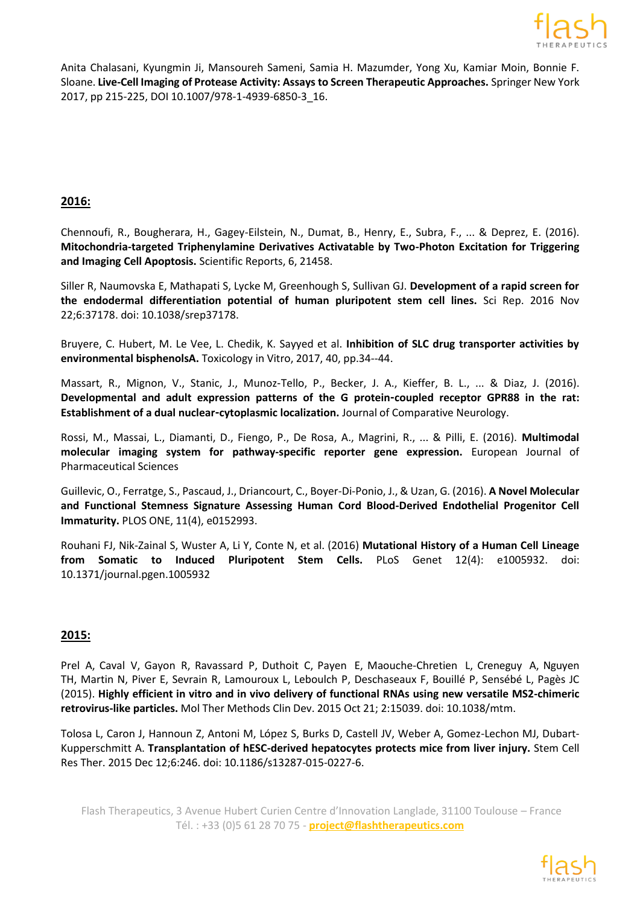Anita Chalasani, Kyungmin Ji, Mansoureh Sameni, Samia H. Mazumder, Yong Xu, Kamiar Moin, Bonnie F. Sloane. **Live-Cell Imaging of Protease Activity: Assays to Screen Therapeutic Approaches.** Springer New York 2017, pp 215-225, DOI 10.1007/978-1-4939-6850-3_16.

## 2016:

Chennoufi, R., Bougherara, H., Gagey-Eilstein, N., Dumat, B., Henry, E., Subra, F., ... & Deprez, E. (2016). **Mitochondria-targeted Triphenylamine Derivatives Activatable by Two-Photon Excitation for Triggering and Imaging Cell Apoptosis.** Scientific Reports, 6, 21458.

Siller R, Naumovska E, Mathapati S, Lycke M, Greenhough S, Sullivan GJ. **Development of a rapid screen for the endodermal differentiation potential of human pluripotent stem cell lines.** Sci Rep. 2016 Nov 22;6:37178. doi: 10.1038/srep37178.

Bruyere, C. Hubert, M. Le Vee, L. Chedik, K. Sayyed et al. **Inhibition of SLC drug transporter activities by environmental bisphenolsA.** Toxicology in Vitro, 2017, 40, pp.34--44.

Massart, R., Mignon, V., Stanic, J., Munoz-Tello, P., Becker, J. A., Kieffer, B. L., ... & Diaz, J. (2016). **Developmental and adult expression patterns of the G protein-coupled receptor GPR88 in the rat: Establishment of a dual nuclear-cytoplasmic localization.** Journal of Comparative Neurology.

Rossi, M., Massai, L., Diamanti, D., Fiengo, P., De Rosa, A., Magrini, R., ... & Pilli, E. (2016). **Multimodal molecular imaging system for pathway-specific reporter gene expression.** European Journal of Pharmaceutical Sciences

Guillevic, O., Ferratge, S., Pascaud, J., Driancourt, C., Boyer-Di-Ponio, J., & Uzan, G. (2016). **A Novel Molecular and Functional Stemness Signature Assessing Human Cord Blood-Derived Endothelial Progenitor Cell Immaturity.** PLOS ONE, 11(4), e0152993.

Rouhani FJ, Nik-Zainal S, Wuster A, Li Y, Conte N, et al. (2016) **Mutational History of a Human Cell Lineage from Somatic to Induced Pluripotent Stem Cells.** PLoS Genet 12(4): e1005932. doi: 10.1371/journal.pgen.1005932

## 2015:

Prel A, Caval V, Gayon R, Ravassard P, Duthoit C, Payen E, Maouche-Chretien L, Creneguy A, Nguyen TH, Martin N, Piver E, Sevrain R, Lamouroux L, Leboulch P, Deschaseaux F, Bouillé P, Sensébé L, Pagès JC (2015). **Highly efficient in vitro and in vivo delivery of functional RNAs using new versatile MS2-chimeric retrovirus-like particles.** Mol Ther Methods Clin Dev. 2015 Oct 21; 2:15039. doi: 10.1038/mtm.

Tolosa L, Caron J, Hannoun Z, Antoni M, López S, Burks D, Castell JV, Weber A, Gomez-Lechon MJ, Dubart-Kupperschmitt A. **Transplantation of hESC-derived hepatocytes protects mice from liver injury.** Stem Cell Res Ther. 2015 Dec 12;6:246. doi: 10.1186/s13287-015-0227-6.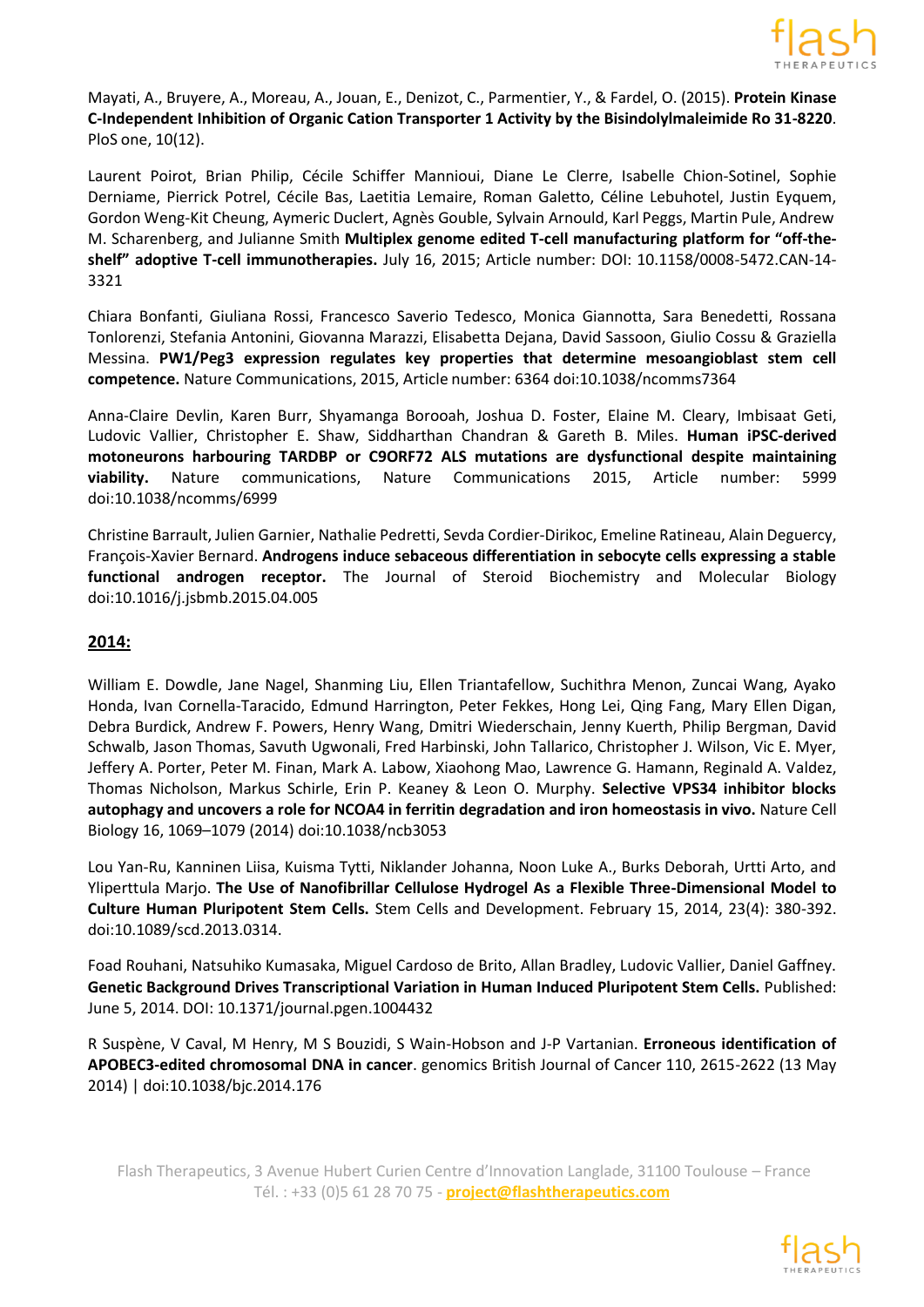Mayati, A., Bruyere, A., Moreau, A., Jouan, E., Denizot, C., Parmentier, Y., & Fardel, O. (2015). **Protein Kinase C-Independent Inhibition of Organic Cation Transporter 1 Activity by the Bisindolylmaleimide Ro 31-8220**. PloS one, 10(12).

Laurent Poirot, Brian Philip, Cécile Schiffer Mannioui, Diane Le Clerre, Isabelle Chion-Sotinel, Sophie Derniame, Pierrick Potrel, Cécile Bas, Laetitia Lemaire, Roman Galetto, Céline Lebuhotel, Justin Eyquem, Gordon Weng-Kit Cheung, Aymeric Duclert, Agnès Gouble, Sylvain Arnould, Karl Peggs, Martin Pule, Andrew M. Scharenberg, and Julianne Smith **Multiplex genome edited T-cell manufacturing platform for "off-the-shelf" adoptive T-cell immunotherapies.** July 16, 2015; Article number: DOI: 10.1158/0008-5472.CAN-14-3321

Chiara Bonfanti, Giuliana Rossi, Francesco Saverio Tedesco, Monica Giannotta, Sara Benedetti, Rossana Tonlorenzi, Stefania Antonini, Giovanna Marazzi, Elisabetta Dejana, David Sassoon, Giulio Cossu & Graziella Messina. **PW1/Peg3 expression regulates key properties that determine mesoangioblast stem cell competence.** Nature Communications, 2015, Article number: 6364 doi:10.1038/ncomms7364

Anna-Claire Devlin, Karen Burr, Shyamanga Borooah, Joshua D. Foster, Elaine M. Cleary, Imbisaat Geti, Ludovic Vallier, Christopher E. Shaw, Siddharthan Chandran & Gareth B. Miles. **Human iPSC-derived motoneurons harbouring TARDBP or C9ORF72 ALS mutations are dysfunctional despite maintaining viability.** Nature communications, Nature Communications 2015, Article number: 5999 doi:10.1038/ncomms/6999

Christine Barrault, Julien Garnier, Nathalie Pedretti, Sevda Cordier-Dirikoc, Emeline Ratineau, Alain Deguercy, François-Xavier Bernard. **Androgens induce sebaceous differentiation in sebocyte cells expressing a stable functional androgen receptor.** The Journal of Steroid Biochemistry and Molecular Biology doi:10.1016/j.jsbmb.2015.04.005

## 2014:

William E. Dowdle, Jane Nagel, Shanming Liu, Ellen Triantafellow, Suchithra Menon, Zuncai Wang, Ayako Honda, Ivan Cornella-Taracido, Edmund Harrington, Peter Fekkes, Hong Lei, Qing Fang, Mary Ellen Digan, Debra Burdick, Andrew F. Powers, Henry Wang, Dmitri Wiederschain, Jenny Kuerth, Philip Bergman, David Schwalb, Jason Thomas, Savuth Ugwonali, Fred Harbinski, John Tallarico, Christopher J. Wilson, Vic E. Myer, Jeffery A. Porter, Peter M. Finan, Mark A. Labow, Xiaohong Mao, Lawrence G. Hamann, Reginald A. Valdez, Thomas Nicholson, Markus Schirle, Erin P. Keaney & Leon O. Murphy. **Selective VPS34 inhibitor blocks autophagy and uncovers a role for NCOA4 in ferritin degradation and iron homeostasis in vivo.** Nature Cell Biology 16, 1069–1079 (2014) doi:10.1038/ncb3053

Lou Yan-Ru, Kanninen Liisa, Kuisma Tytti, Niklander Johanna, Noon Luke A., Burks Deborah, Urtti Arto, and Yliperttula Marjo. **The Use of Nanofibrillar Cellulose Hydrogel As a Flexible Three-Dimensional Model to Culture Human Pluripotent Stem Cells.** Stem Cells and Development. February 15, 2014, 23(4): 380-392. doi:10.1089/scd.2013.0314.

Foad Rouhani, Natsuhiko Kumasaka, Miguel Cardoso de Brito, Allan Bradley, Ludovic Vallier, Daniel Gaffney. **Genetic Background Drives Transcriptional Variation in Human Induced Pluripotent Stem Cells.** Published: June 5, 2014. DOI: 10.1371/journal.pgen.1004432

R Suspène, V Caval, M Henry, M S Bouzidi, S Wain-Hobson and J-P Vartanian. **Erroneous identification of APOBEC3-edited chromosomal DNA in cancer**. genomics British Journal of Cancer 110, 2615-2622 (13 May 2014) | doi:10.1038/bjc.2014.176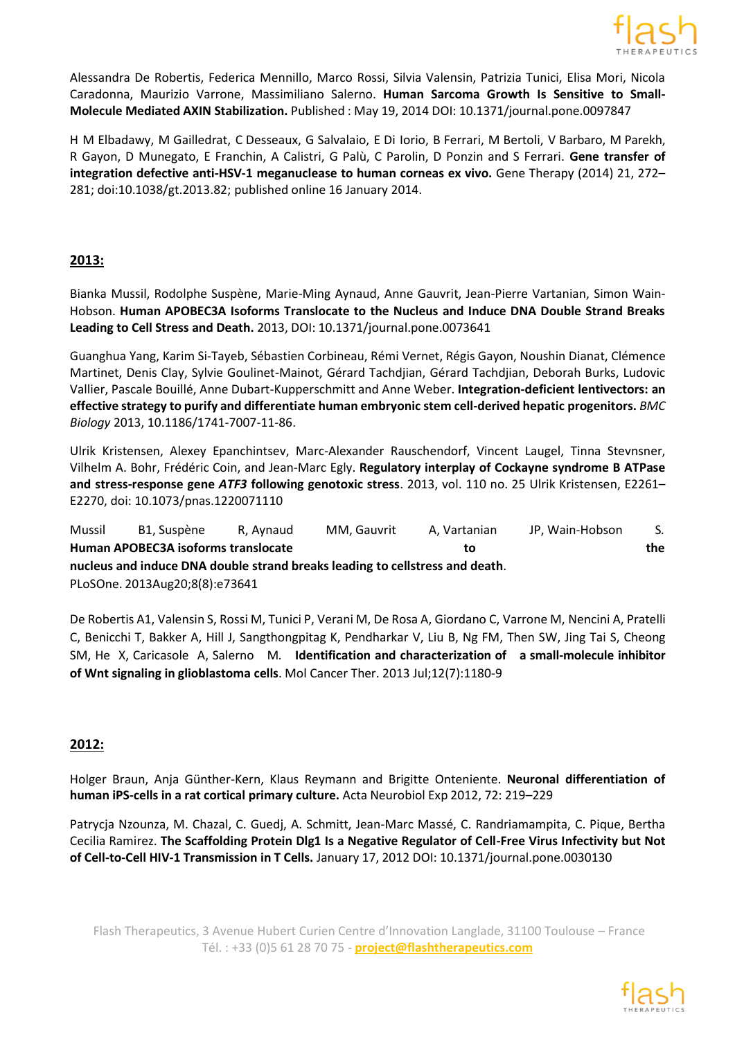Alessandra De Robertis, Federica Mennillo, Marco Rossi, Silvia Valensin, Patrizia Tunici, Elisa Mori, Nicola Caradonna, Maurizio Varrone, Massimiliano Salerno. **Human Sarcoma Growth Is Sensitive to Small-Molecule Mediated AXIN Stabilization.** Published : May 19, 2014 DOI: 10.1371/journal.pone.0097847

H M Elbadawy, M Gailledrat, C Desseaux, G Salvalaio, E Di Iorio, B Ferrari, M Bertoli, V Barbaro, M Parekh, R Gayon, D Munegato, E Franchin, A Calistri, G Palù, C Parolin, D Ponzin and S Ferrari. **Gene transfer of integration defective anti-HSV-1 meganuclease to human corneas ex vivo.** Gene Therapy (2014) 21, 272–281; doi:10.1038/gt.2013.82; published online 16 January 2014.

## 2013:

Bianka Mussil, Rodolphe Suspène, Marie-Ming Aynaud, Anne Gauvrit, Jean-Pierre Vartanian, Simon Wain-Hobson. **Human APOBEC3A Isoforms Translocate to the Nucleus and Induce DNA Double Strand Breaks Leading to Cell Stress and Death.** 2013, DOI: 10.1371/journal.pone.0073641

Guanghua Yang, Karim Si-Tayeb, Sébastien Corbineau, Rémi Vernet, Régis Gayon, Noushin Dianat, Clémence Martinet, Denis Clay, Sylvie Goulinet-Mainot, Gérard Tachdjian, Gérard Tachdjian, Deborah Burks, Ludovic Vallier, Pascale Bouillé, Anne Dubart-Kupperschmitt and Anne Weber. **Integration-deficient lentivectors: an effective strategy to purify and differentiate human embryonic stem cell-derived hepatic progenitors.** *BMC Biology* 2013, 10.1186/1741-7007-11-86.

Ulrik Kristensen, Alexey Epanchintsev, Marc-Alexander Rauschendorf, Vincent Laugel, Tinna Stevnsner, Vilhelm A. Bohr, Frédéric Coin, and Jean-Marc Egly. **Regulatory interplay of Cockayne syndrome B ATPase and stress-response gene *ATF3* following genotoxic stress**. 2013, vol. 110 no. 25 Ulrik Kristensen, E2261–E2270, doi: 10.1073/pnas.1220071110

Mussil B1, Suspène R, Aynaud MM, Gauvrit A, Vartanian JP, Wain-Hobson S. **Human APOBEC3A isoforms translocate to the nucleus and induce DNA double strand breaks leading to cellstress and death**. PLoSOne. 2013Aug20;8(8):e73641

De Robertis A1, Valensin S, Rossi M, Tunici P, Verani M, De Rosa A, Giordano C, Varrone M, Nencini A, Pratelli C, Benicchi T, Bakker A, Hill J, Sangthongpitag K, Pendharkar V, Liu B, Ng FM, Then SW, Jing Tai S, Cheong SM, He X, Caricasole A, Salerno M. **Identification and characterization of a small-molecule inhibitor of Wnt signaling in glioblastoma cells**. Mol Cancer Ther. 2013 Jul;12(7):1180-9

## 2012:

Holger Braun, Anja Günther-Kern, Klaus Reymann and Brigitte Onteniente. **Neuronal differentiation of human iPS-cells in a rat cortical primary culture.** Acta Neurobiol Exp 2012, 72: 219–229

Patrycja Nzounza, M. Chazal, C. Guedj, A. Schmitt, Jean-Marc Massé, C. Randriamampita, C. Pique, Bertha Cecilia Ramirez. **The Scaffolding Protein Dlg1 Is a Negative Regulator of Cell-Free Virus Infectivity but Not of Cell-to-Cell HIV-1 Transmission in T Cells.** January 17, 2012 DOI: 10.1371/journal.pone.0030130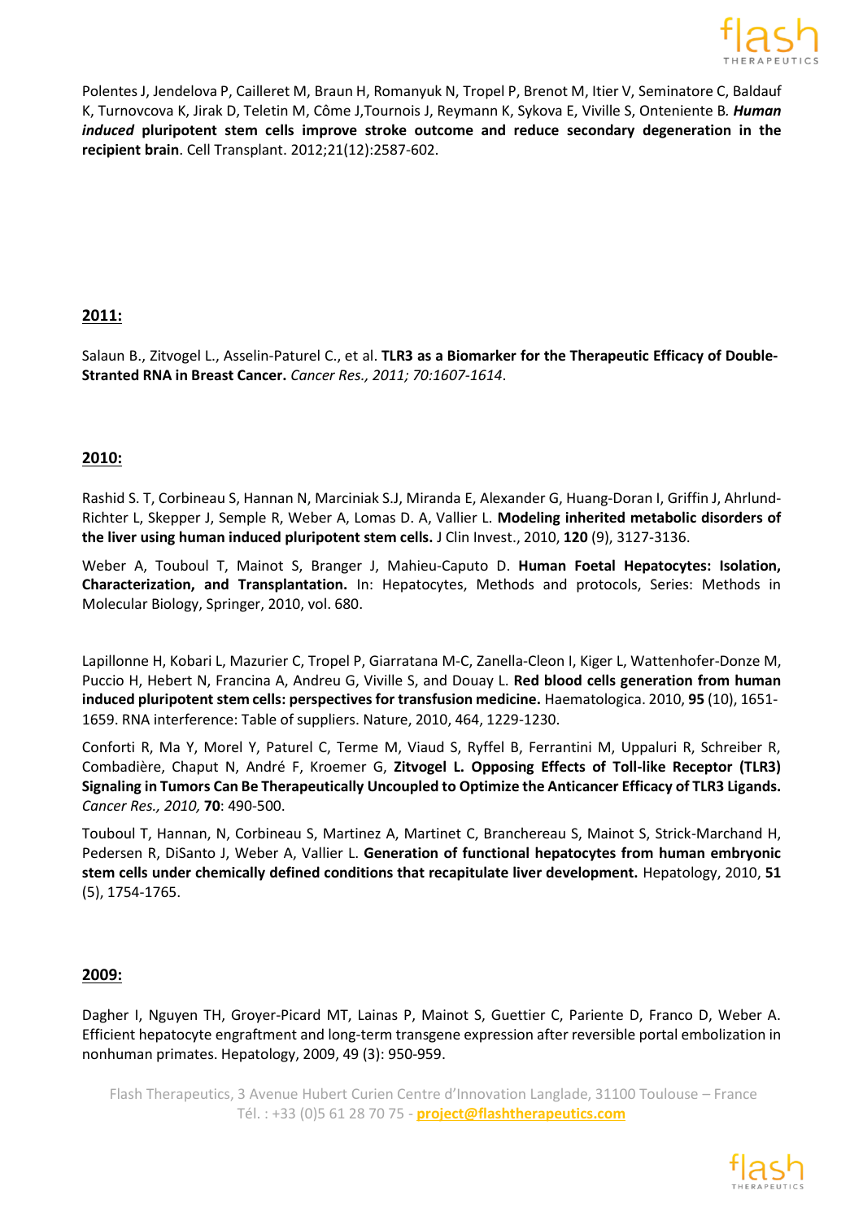Polentes J, Jendelova P, Cailleret M, Braun H, Romanyuk N, Tropel P, Brenot M, Itier V, Seminatore C, Baldauf K, Turnovcova K, Jirak D, Teletin M, Côme J,Tournois J, Reymann K, Sykova E, Viville S, Onteniente B. ***Human induced* pluripotent stem cells improve stroke outcome and reduce secondary degeneration in the recipient brain**. Cell Transplant. 2012;21(12):2587-602.

**2011:**

Salaun B., Zitvogel L., Asselin-Paturel C., et al. **TLR3 as a Biomarker for the Therapeutic Efficacy of Double-Stranted RNA in Breast Cancer.** *Cancer Res., 2011; 70:1607-1614*.

**2010:**

Rashid S. T, Corbineau S, Hannan N, Marciniak S.J, Miranda E, Alexander G, Huang-Doran I, Griffin J, Ahrlund-Richter L, Skepper J, Semple R, Weber A, Lomas D. A, Vallier L. **Modeling inherited metabolic disorders of the liver using human induced pluripotent stem cells.** J Clin Invest., 2010, **120** (9), 3127-3136.

Weber A, Touboul T, Mainot S, Branger J, Mahieu-Caputo D. **Human Foetal Hepatocytes: Isolation, Characterization, and Transplantation.** In: Hepatocytes, Methods and protocols, Series: Methods in Molecular Biology, Springer, 2010, vol. 680.

Lapillonne H, Kobari L, Mazurier C, Tropel P, Giarratana M-C, Zanella-Cleon I, Kiger L, Wattenhofer-Donze M, Puccio H, Hebert N, Francina A, Andreu G, Viville S, and Douay L. **Red blood cells generation from human induced pluripotent stem cells: perspectives for transfusion medicine.** Haematologica. 2010, **95** (10), 1651-1659. RNA interference: Table of suppliers. Nature, 2010, 464, 1229-1230.

Conforti R, Ma Y, Morel Y, Paturel C, Terme M, Viaud S, Ryffel B, Ferrantini M, Uppaluri R, Schreiber R, Combadière, Chaput N, André F, Kroemer G, **Zitvogel L. Opposing Effects of Toll-like Receptor (TLR3) Signaling in Tumors Can Be Therapeutically Uncoupled to Optimize the Anticancer Efficacy of TLR3 Ligands.** *Cancer Res., 2010,* **70**: 490-500.

Touboul T, Hannan, N, Corbineau S, Martinez A, Martinet C, Branchereau S, Mainot S, Strick-Marchand H, Pedersen R, DiSanto J, Weber A, Vallier L. **Generation of functional hepatocytes from human embryonic stem cells under chemically defined conditions that recapitulate liver development.** Hepatology, 2010, **51** (5), 1754-1765.

**2009:**

Dagher I, Nguyen TH, Groyer-Picard MT, Lainas P, Mainot S, Guettier C, Pariente D, Franco D, Weber A. Efficient hepatocyte engraftment and long-term transgene expression after reversible portal embolization in nonhuman primates. Hepatology, 2009, 49 (3): 950-959.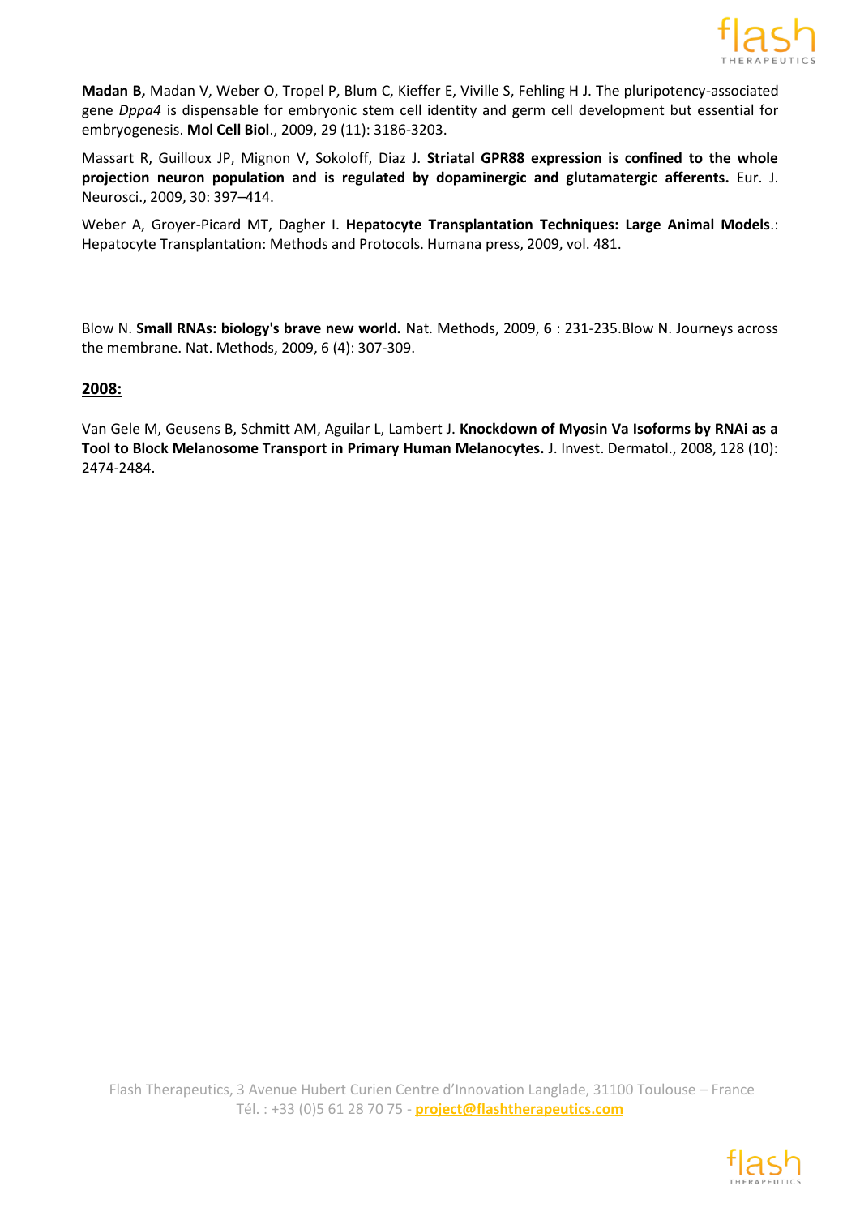**Madan B,** Madan V, Weber O, Tropel P, Blum C, Kieffer E, Viville S, Fehling H J. The pluripotency-associated gene *Dppa4* is dispensable for embryonic stem cell identity and germ cell development but essential for embryogenesis. **Mol Cell Biol**., 2009, 29 (11): 3186-3203.

Massart R, Guilloux JP, Mignon V, Sokoloff, Diaz J. **Striatal GPR88 expression is confined to the whole projection neuron population and is regulated by dopaminergic and glutamatergic afferents.** Eur. J. Neurosci., 2009, 30: 397–414.

Weber A, Groyer-Picard MT, Dagher I. **Hepatocyte Transplantation Techniques: Large Animal Models**.: Hepatocyte Transplantation: Methods and Protocols. Humana press, 2009, vol. 481.

Blow N. **Small RNAs: biology's brave new world.** Nat. Methods, 2009, **6** : 231-235.Blow N. Journeys across the membrane. Nat. Methods, 2009, 6 (4): 307-309.

## 2008:

Van Gele M, Geusens B, Schmitt AM, Aguilar L, Lambert J. **Knockdown of Myosin Va Isoforms by RNAi as a Tool to Block Melanosome Transport in Primary Human Melanocytes.** J. Invest. Dermatol., 2008, 128 (10): 2474-2484.